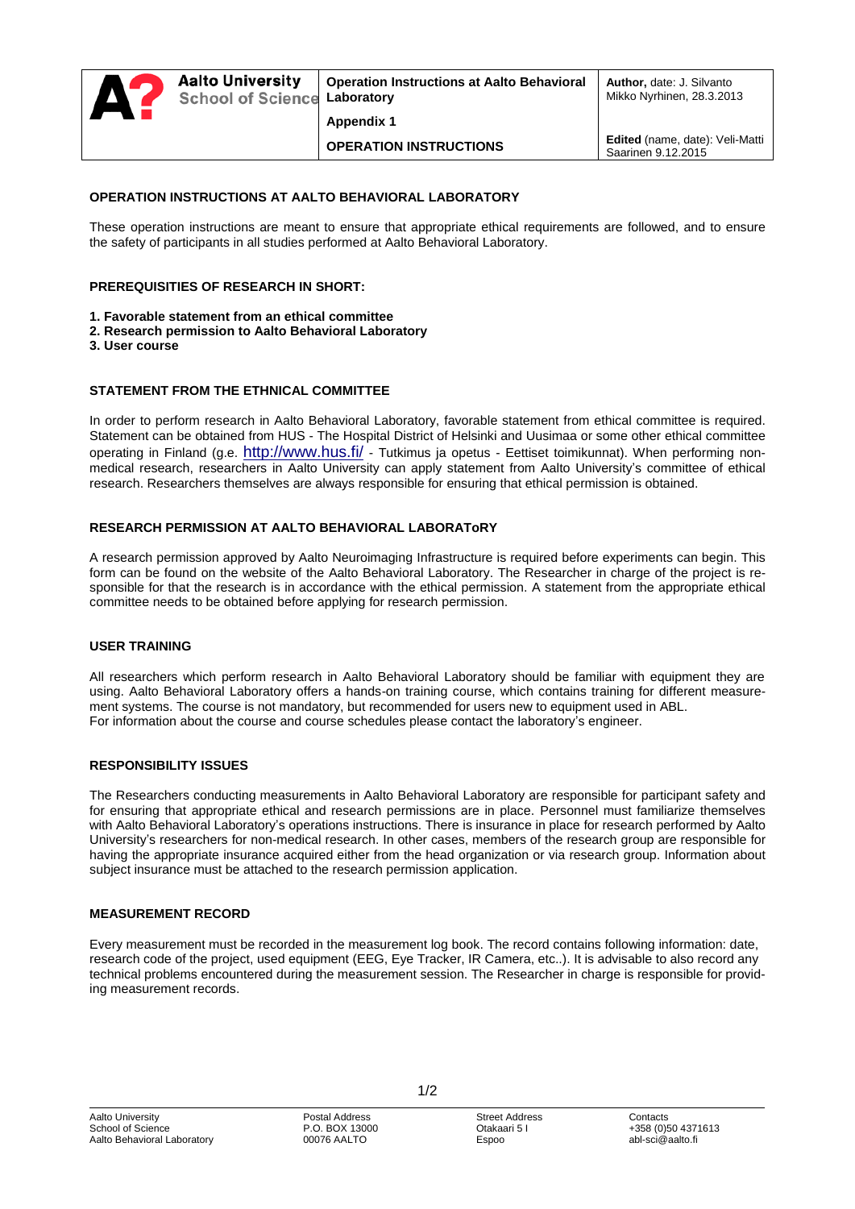| Aalto University School of Science | Operation Instructions at Aalto Behavioral Laboratory | Author, date: J. Silvanto Mikko Nyrhinen, 28.3.2013 |
|---|---|---|
| | Appendix 1 | |
| | OPERATION INSTRUCTIONS | Edited (name, date): Veli-Matti Saarinen 9.12.2015 |

## OPERATION INSTRUCTIONS AT AALTO BEHAVIORAL LABORATORY

These operation instructions are meant to ensure that appropriate ethical requirements are followed, and to ensure the safety of participants in all studies performed at Aalto Behavioral Laboratory.

### PREREQUISITIES OF RESEARCH IN SHORT:

**1. Favorable statement from an ethical committee**
**2. Research permission to Aalto Behavioral Laboratory**
**3. User course**

### STATEMENT FROM THE ETHNICAL COMMITTEE

In order to perform research in Aalto Behavioral Laboratory, favorable statement from ethical committee is required. Statement can be obtained from HUS - The Hospital District of Helsinki and Uusimaa or some other ethical committee operating in Finland (g.e. http://www.hus.fi/ - Tutkimus ja opetus - Eettiset toimikunnat). When performing non-medical research, researchers in Aalto University can apply statement from Aalto University's committee of ethical research. Researchers themselves are always responsible for ensuring that ethical permission is obtained.

### RESEARCH PERMISSION AT AALTO BEHAVIORAL LABORAToRY

A research permission approved by Aalto Neuroimaging Infrastructure is required before experiments can begin. This form can be found on the website of the Aalto Behavioral Laboratory. The Researcher in charge of the project is responsible for that the research is in accordance with the ethical permission. A statement from the appropriate ethical committee needs to be obtained before applying for research permission.

### USER TRAINING

All researchers which perform research in Aalto Behavioral Laboratory should be familiar with equipment they are using. Aalto Behavioral Laboratory offers a hands-on training course, which contains training for different measurement systems. The course is not mandatory, but recommended for users new to equipment used in ABL.
For information about the course and course schedules please contact the laboratory's engineer.

### RESPONSIBILITY ISSUES

The Researchers conducting measurements in Aalto Behavioral Laboratory are responsible for participant safety and for ensuring that appropriate ethical and research permissions are in place. Personnel must familiarize themselves with Aalto Behavioral Laboratory's operations instructions. There is insurance in place for research performed by Aalto University's researchers for non-medical research. In other cases, members of the research group are responsible for having the appropriate insurance acquired either from the head organization or via research group. Information about subject insurance must be attached to the research permission application.

### MEASUREMENT RECORD

Every measurement must be recorded in the measurement log book. The record contains following information: date, research code of the project, used equipment (EEG, Eye Tracker, IR Camera, etc..). It is advisable to also record any technical problems encountered during the measurement session. The Researcher in charge is responsible for providing measurement records.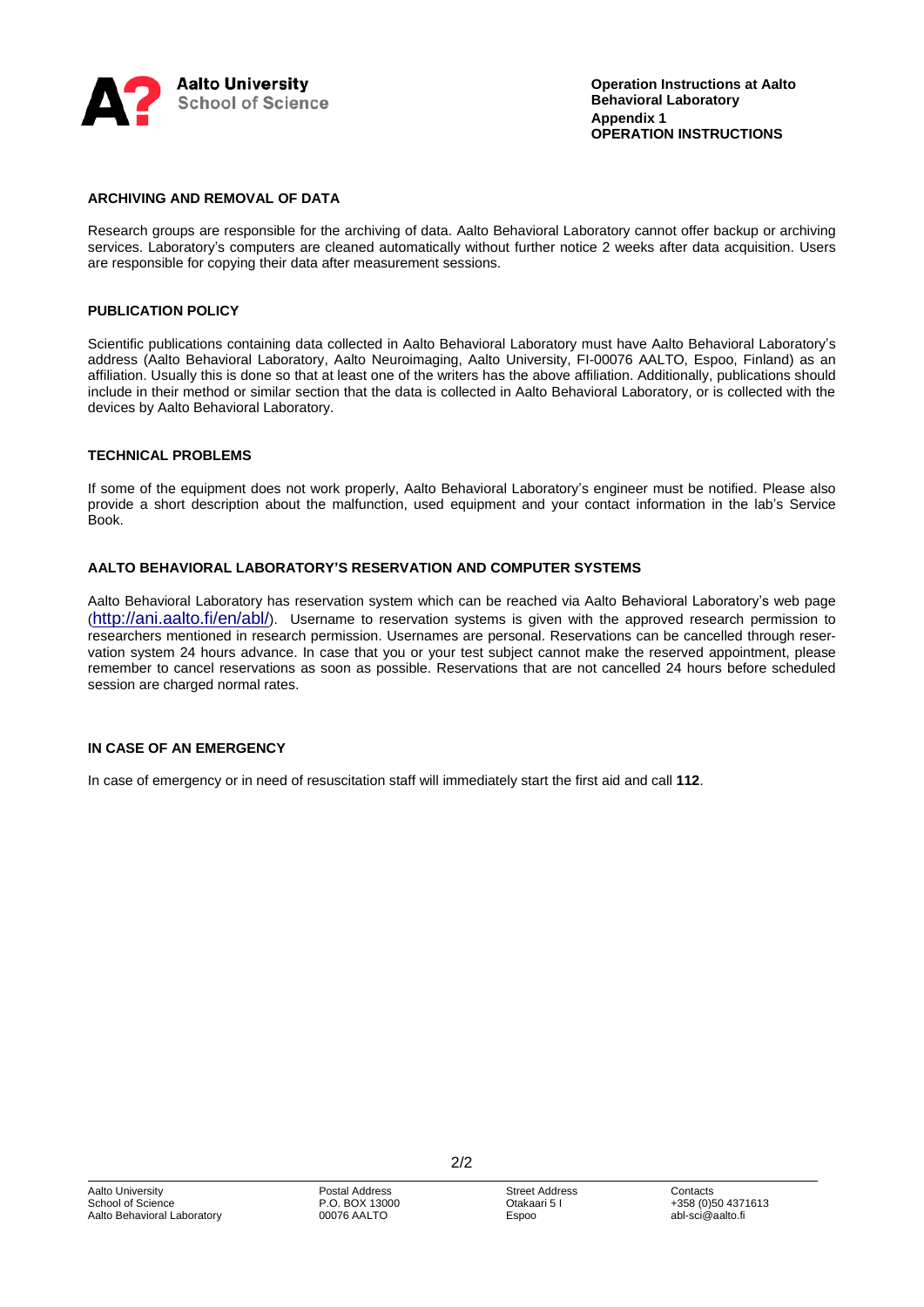## ARCHIVING AND REMOVAL OF DATA

Research groups are responsible for the archiving of data. Aalto Behavioral Laboratory cannot offer backup or archiving services. Laboratory's computers are cleaned automatically without further notice 2 weeks after data acquisition. Users are responsible for copying their data after measurement sessions.

## PUBLICATION POLICY

Scientific publications containing data collected in Aalto Behavioral Laboratory must have Aalto Behavioral Laboratory's address (Aalto Behavioral Laboratory, Aalto Neuroimaging, Aalto University, FI-00076 AALTO, Espoo, Finland) as an affiliation. Usually this is done so that at least one of the writers has the above affiliation. Additionally, publications should include in their method or similar section that the data is collected in Aalto Behavioral Laboratory, or is collected with the devices by Aalto Behavioral Laboratory.

## TECHNICAL PROBLEMS

If some of the equipment does not work properly, Aalto Behavioral Laboratory's engineer must be notified. Please also provide a short description about the malfunction, used equipment and your contact information in the lab's Service Book.

## AALTO BEHAVIORAL LABORATORY'S RESERVATION AND COMPUTER SYSTEMS

Aalto Behavioral Laboratory has reservation system which can be reached via Aalto Behavioral Laboratory's web page (http://ani.aalto.fi/en/abl/). Username to reservation systems is given with the approved research permission to researchers mentioned in research permission. Usernames are personal. Reservations can be cancelled through reservation system 24 hours advance. In case that you or your test subject cannot make the reserved appointment, please remember to cancel reservations as soon as possible. Reservations that are not cancelled 24 hours before scheduled session are charged normal rates.

## IN CASE OF AN EMERGENCY

In case of emergency or in need of resuscitation staff will immediately start the first aid and call **112**.